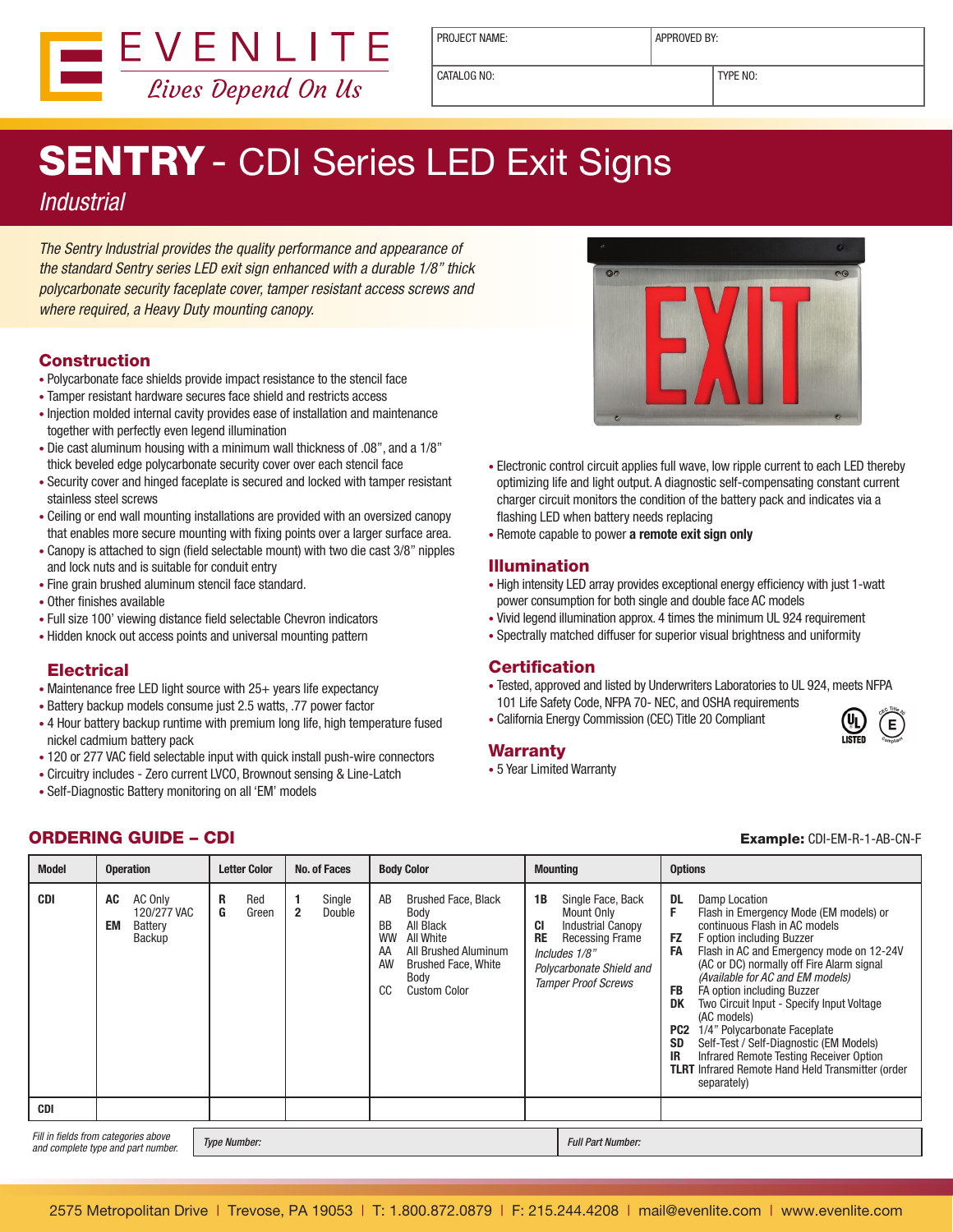EVENLITE
*Lives Depend On Us*

| PROJECT NAME: | APPROVED BY: |
|---|---|
| CATALOG NO: | TYPE NO: |

# SENTRY - CDI Series LED Exit Signs

*Industrial*

*The Sentry Industrial provides the quality performance and appearance of the standard Sentry series LED exit sign enhanced with a durable 1/8" thick polycarbonate security faceplate cover, tamper resistant access screws and where required, a Heavy Duty mounting canopy.*

## Construction

- Polycarbonate face shields provide impact resistance to the stencil face
- Tamper resistant hardware secures face shield and restricts access
- Injection molded internal cavity provides ease of installation and maintenance together with perfectly even legend illumination
- Die cast aluminum housing with a minimum wall thickness of .08", and a 1/8" thick beveled edge polycarbonate security cover over each stencil face
- Security cover and hinged faceplate is secured and locked with tamper resistant stainless steel screws
- Ceiling or end wall mounting installations are provided with an oversized canopy that enables more secure mounting with fixing points over a larger surface area.
- Canopy is attached to sign (field selectable mount) with two die cast 3/8" nipples and lock nuts and is suitable for conduit entry
- Fine grain brushed aluminum stencil face standard.
- Other finishes available
- Full size 100' viewing distance field selectable Chevron indicators
- Hidden knock out access points and universal mounting pattern

## Electrical

- Maintenance free LED light source with 25+ years life expectancy
- Battery backup models consume just 2.5 watts, .77 power factor
- 4 Hour battery backup runtime with premium long life, high temperature fused nickel cadmium battery pack
- 120 or 277 VAC field selectable input with quick install push-wire connectors
- Circuitry includes - Zero current LVCO, Brownout sensing & Line-Latch
- Self-Diagnostic Battery monitoring on all 'EM' models
- Electronic control circuit applies full wave, low ripple current to each LED thereby optimizing life and light output. A diagnostic self-compensating constant current charger circuit monitors the condition of the battery pack and indicates via a flashing LED when battery needs replacing
- Remote capable to power **a remote exit sign only**

## Illumination

- High intensity LED array provides exceptional energy efficiency with just 1-watt power consumption for both single and double face AC models
- Vivid legend illumination approx. 4 times the minimum UL 924 requirement
- Spectrally matched diffuser for superior visual brightness and uniformity

## Certification

- Tested, approved and listed by Underwriters Laboratories to UL 924, meets NFPA 101 Life Safety Code, NFPA 70- NEC, and OSHA requirements
- California Energy Commission (CEC) Title 20 Compliant

## Warranty

- 5 Year Limited Warranty

## ORDERING GUIDE – CDI

**Example:** CDI-EM-R-1-AB-CN-F

| Model | Operation | Letter Color | No. of Faces | Body Color | Mounting | Options |
|---|---|---|---|---|---|---|
| CDI | **AC** AC Only 120/277 VAC<br>**EM** Battery Backup | **R** Red<br>**G** Green | **1** Single<br>**2** Double | AB Brushed Face, Black Body<br>BB All Black<br>WW All White<br>AA All Brushed Aluminum<br>AW Brushed Face, White Body<br>CC Custom Color | **1B** Single Face, Back Mount Only<br>**CI** Industrial Canopy<br>**RE** Recessing Frame<br>*Includes 1/8" Polycarbonate Shield and Tamper Proof Screws* | **DL** Damp Location<br>**F** Flash in Emergency Mode (EM models) or continuous Flash in AC models<br>**FZ** F option including Buzzer<br>**FA** Flash in AC and Emergency mode on 12-24V (AC or DC) normally off Fire Alarm signal *(Available for AC and EM models)*<br>**FB** FA option including Buzzer<br>**DK** Two Circuit Input - Specify Input Voltage (AC models)<br>**PC2** 1/4" Polycarbonate Faceplate<br>**SD** Self-Test / Self-Diagnostic (EM Models)<br>**IR** Infrared Remote Testing Receiver Option<br>**TLRT** Infrared Remote Hand Held Transmitter (order separately) |
| CDI | | | | | | |

*Fill in fields from categories above and complete type and part number.* | *Type Number:* | *Full Part Number:*

2575 Metropolitan Drive | Trevose, PA 19053 | T: 1.800.872.0879 | F: 215.244.4208 | mail@evenlite.com | www.evenlite.com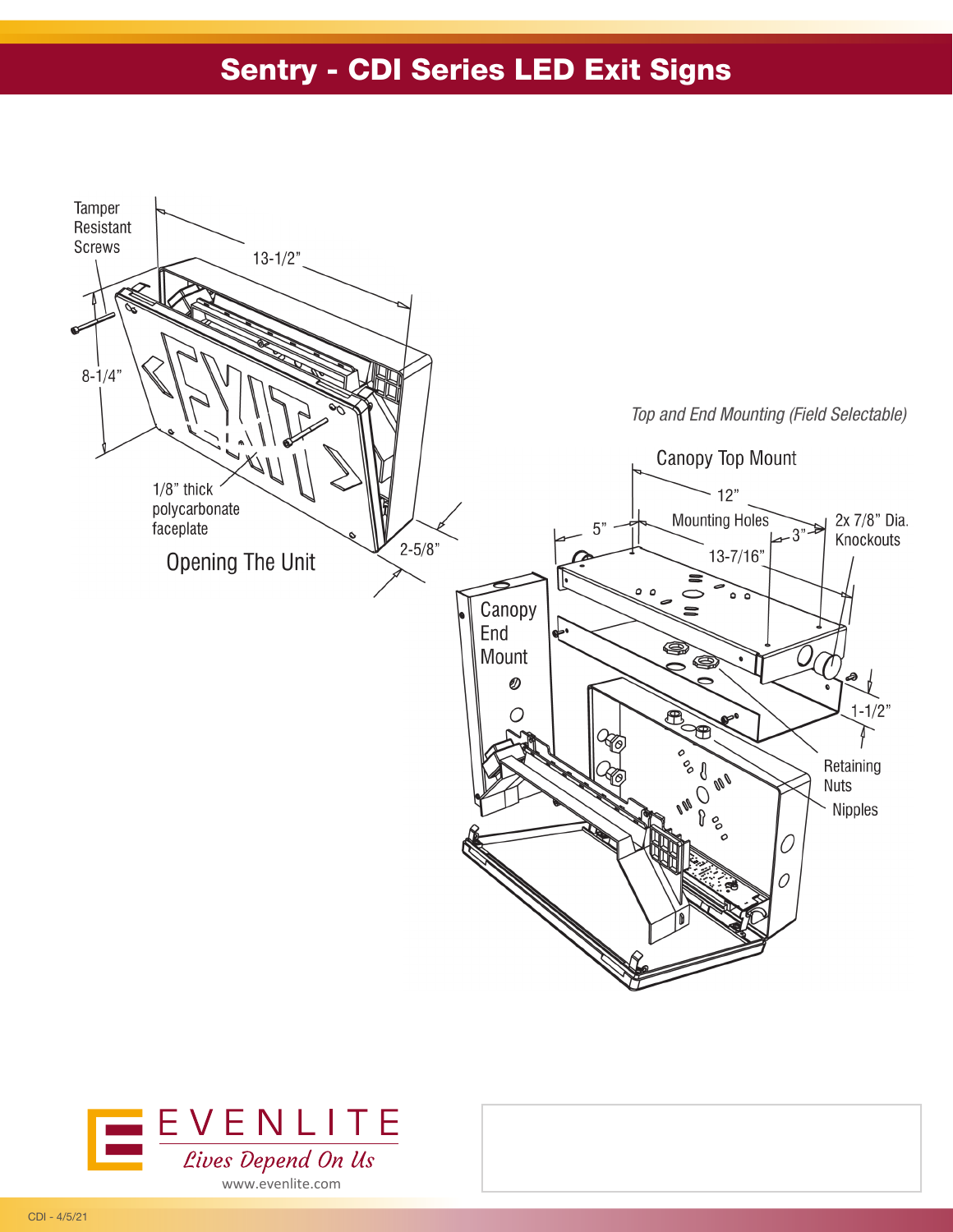# Sentry - CDI Series LED Exit Signs

Tamper Resistant Screws

13-1/2"

8-1/4"

1/8" thick polycarbonate faceplate

2-5/8"

Opening The Unit

*Top and End Mounting (Field Selectable)*

Canopy Top Mount

12"

5"

Mounting Holes

3"

2x 7/8" Dia. Knockouts

13-7/16"

Canopy End Mount

1-1/2"

Retaining Nuts

Nipples

EVENLITE

Lives Depend On Us

www.evenlite.com

CDI - 4/5/21